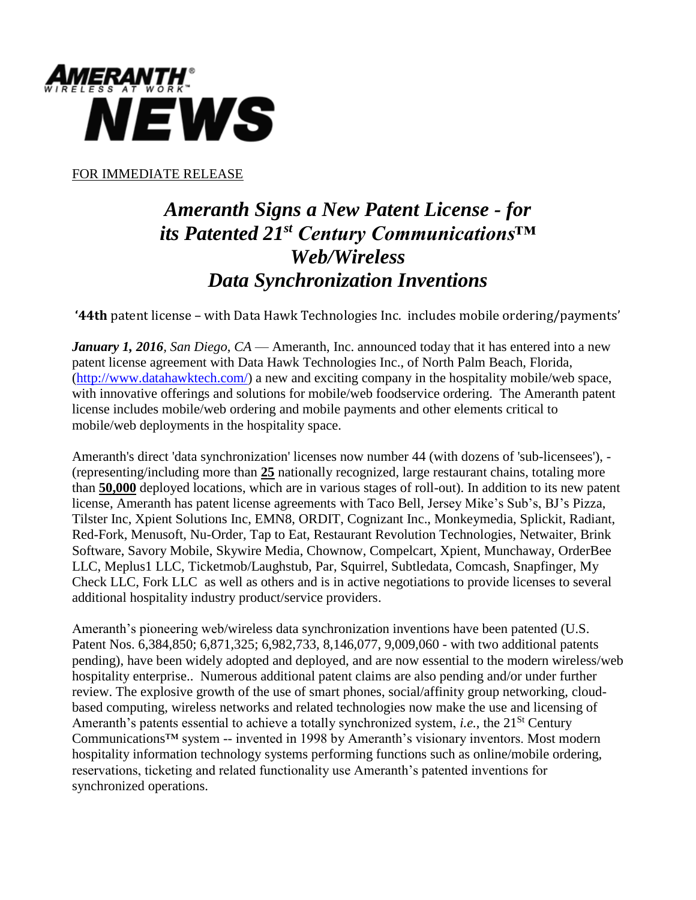AMERANTH®
WIRELESS AT WORK™
NEWS

FOR IMMEDIATE RELEASE

# *Ameranth Signs a New Patent License - for its Patented 21st Century Communications™ Web/Wireless Data Synchronization Inventions*

**'44th** patent license – with Data Hawk Technologies Inc. includes mobile ordering/payments'

***January 1, 2016****, San Diego, CA* — Ameranth, Inc. announced today that it has entered into a new patent license agreement with Data Hawk Technologies Inc., of North Palm Beach, Florida, (http://www.datahawktech.com/) a new and exciting company in the hospitality mobile/web space, with innovative offerings and solutions for mobile/web foodservice ordering. The Ameranth patent license includes mobile/web ordering and mobile payments and other elements critical to mobile/web deployments in the hospitality space.

Ameranth's direct 'data synchronization' licenses now number 44 (with dozens of 'sub-licensees'), - (representing/including more than **25** nationally recognized, large restaurant chains, totaling more than **50,000** deployed locations, which are in various stages of roll-out). In addition to its new patent license, Ameranth has patent license agreements with Taco Bell, Jersey Mike's Sub's, BJ's Pizza, Tilster Inc, Xpient Solutions Inc, EMN8, ORDIT, Cognizant Inc., Monkeymedia, Splickit, Radiant, Red-Fork, Menusoft, Nu-Order, Tap to Eat, Restaurant Revolution Technologies, Netwaiter, Brink Software, Savory Mobile, Skywire Media, Chownow, Compelcart, Xpient, Munchaway, OrderBee LLC, Meplus1 LLC, Ticketmob/Laughstub, Par, Squirrel, Subtledata, Comcash, Snapfinger, My Check LLC, Fork LLC as well as others and is in active negotiations to provide licenses to several additional hospitality industry product/service providers.

Ameranth's pioneering web/wireless data synchronization inventions have been patented (U.S. Patent Nos. 6,384,850; 6,871,325; 6,982,733, 8,146,077, 9,009,060 - with two additional patents pending), have been widely adopted and deployed, and are now essential to the modern wireless/web hospitality enterprise.. Numerous additional patent claims are also pending and/or under further review. The explosive growth of the use of smart phones, social/affinity group networking, cloud-based computing, wireless networks and related technologies now make the use and licensing of Ameranth's patents essential to achieve a totally synchronized system, *i.e.*, the 21St Century Communications™ system -- invented in 1998 by Ameranth's visionary inventors. Most modern hospitality information technology systems performing functions such as online/mobile ordering, reservations, ticketing and related functionality use Ameranth's patented inventions for synchronized operations.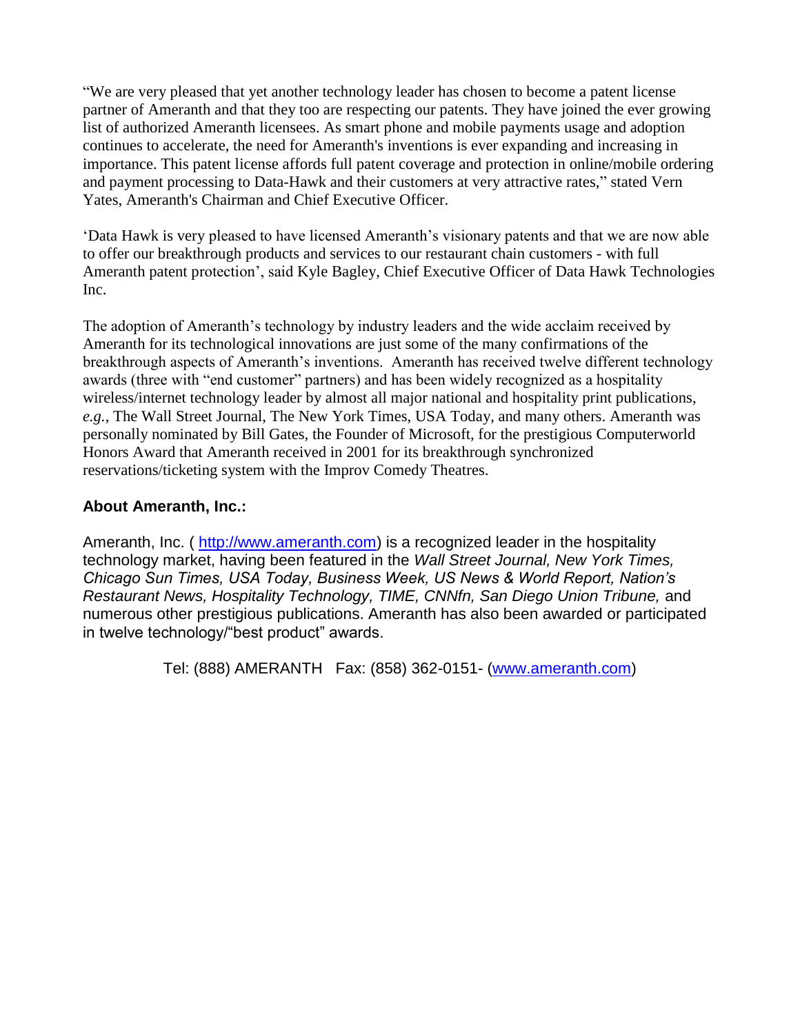"We are very pleased that yet another technology leader has chosen to become a patent license partner of Ameranth and that they too are respecting our patents. They have joined the ever growing list of authorized Ameranth licensees. As smart phone and mobile payments usage and adoption continues to accelerate, the need for Ameranth's inventions is ever expanding and increasing in importance. This patent license affords full patent coverage and protection in online/mobile ordering and payment processing to Data-Hawk and their customers at very attractive rates," stated Vern Yates, Ameranth's Chairman and Chief Executive Officer.

'Data Hawk is very pleased to have licensed Ameranth's visionary patents and that we are now able to offer our breakthrough products and services to our restaurant chain customers - with full Ameranth patent protection', said Kyle Bagley, Chief Executive Officer of Data Hawk Technologies Inc.

The adoption of Ameranth's technology by industry leaders and the wide acclaim received by Ameranth for its technological innovations are just some of the many confirmations of the breakthrough aspects of Ameranth's inventions. Ameranth has received twelve different technology awards (three with "end customer" partners) and has been widely recognized as a hospitality wireless/internet technology leader by almost all major national and hospitality print publications, *e.g.*, The Wall Street Journal, The New York Times, USA Today, and many others. Ameranth was personally nominated by Bill Gates, the Founder of Microsoft, for the prestigious Computerworld Honors Award that Ameranth received in 2001 for its breakthrough synchronized reservations/ticketing system with the Improv Comedy Theatres.

## About Ameranth, Inc.:

Ameranth, Inc. ( http://www.ameranth.com) is a recognized leader in the hospitality technology market, having been featured in the *Wall Street Journal, New York Times, Chicago Sun Times, USA Today, Business Week, US News & World Report, Nation's Restaurant News, Hospitality Technology, TIME, CNNfn, San Diego Union Tribune,* and numerous other prestigious publications. Ameranth has also been awarded or participated in twelve technology/"best product" awards.

Tel: (888) AMERANTH Fax: (858) 362-0151- (www.ameranth.com)